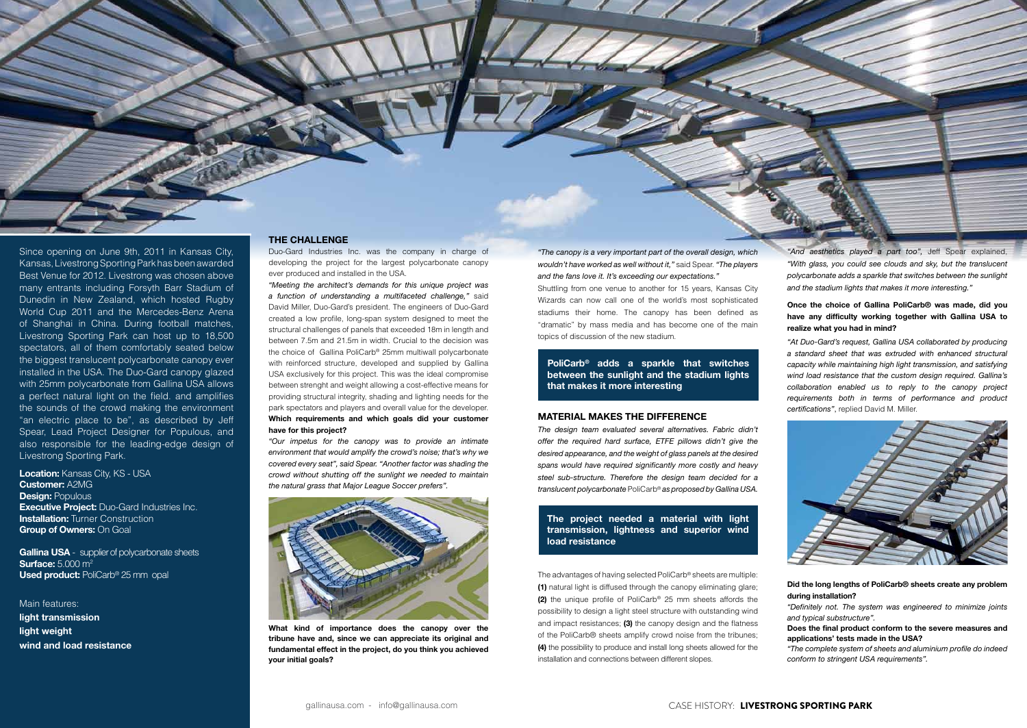Since opening on June 9th, 2011 in Kansas City, Kansas, Livestrong Sporting Park has been awarded Best Venue for 2012. Livestrong was chosen above many entrants including Forsyth Barr Stadium of Dunedin in New Zealand, which hosted Rugby World Cup 2011 and the Mercedes-Benz Arena of Shanghai in China. During football matches, Livestrong Sporting Park can host up to 18,500 spectators, all of them comfortably seated below the biggest translucent polycarbonate canopy ever installed in the USA. The Duo-Gard canopy glazed with 25mm polycarbonate from Gallina USA allows a perfect natural light on the field. and amplifies the sounds of the crowd making the environment "an electric place to be", as described by Jeff Spear, Lead Project Designer for Populous, and also responsible for the leading-edge design of Livestrong Sporting Park.

**Location:** Kansas City, KS - USA
**Customer:** A2MG
**Design:** Populous
**Executive Project:** Duo-Gard Industries Inc.
**Installation:** Turner Construction
**Group of Owners:** On Goal

**Gallina USA** - supplier of polycarbonate sheets
**Surface:** 5.000 m²
**Used product:** PoliCarb® 25 mm opal

Main features:
**light transmission**
**light weight**
**wind and load resistance**

## THE CHALLENGE

Duo-Gard Industries Inc. was the company in charge of developing the project for the largest polycarbonate canopy ever produced and installed in the USA.

*"Meeting the architect's demands for this unique project was a function of understanding a multifaceted challenge,"* said David Miller, Duo-Gard's president. The engineers of Duo-Gard created a low profile, long-span system designed to meet the structural challenges of panels that exceeded 18m in length and between 7.5m and 21.5m in width. Crucial to the decision was the choice of Gallina PoliCarb® 25mm multiwall polycarbonate with reinforced structure, developed and supplied by Gallina USA exclusively for this project. This was the ideal compromise between strenght and weight allowing a cost-effective means for providing structural integrity, shading and lighting needs for the park spectators and players and overall value for the developer.

**Which requirements and which goals did your customer have for this project?**

*"Our impetus for the canopy was to provide an intimate environment that would amplify the crowd's noise; that's why we covered every seat", said Spear. "Another factor was shading the crowd without shutting off the sunlight we needed to maintain the natural grass that Major League Soccer prefers".*

**What kind of importance does the canopy over the tribune have and, since we can appreciate its original and fundamental effect in the project, do you think you achieved your initial goals?**

*"The canopy is a very important part of the overall design, which wouldn't have worked as well without it,"* said Spear. *"The players and the fans love it. It's exceeding our expectations."*

Shuttling from one venue to another for 15 years, Kansas City Wizards can now call one of the world's most sophisticated stadiums their home. The canopy has been defined as "dramatic" by mass media and has become one of the main topics of discussion of the new stadium.

**PoliCarb® adds a sparkle that switches between the sunlight and the stadium lights that makes it more interesting**

## MATERIAL MAKES THE DIFFERENCE

*The design team evaluated several alternatives. Fabric didn't offer the required hard surface, ETFE pillows didn't give the desired appearance, and the weight of glass panels at the desired spans would have required significantly more costly and heavy steel sub-structure. Therefore the design team decided for a translucent polycarbonate* PoliCarb® *as proposed by Gallina USA.*

**The project needed a material with light transmission, lightness and superior wind load resistance**

The advantages of having selected PoliCarb® sheets are multiple: **(1)** natural light is diffused through the canopy eliminating glare; **(2)** the unique profile of PoliCarb® 25 mm sheets affords the possibility to design a light steel structure with outstanding wind and impact resistances; **(3)** the canopy design and the flatness of the PoliCarb® sheets amplify crowd noise from the tribunes; **(4)** the possibility to produce and install long sheets allowed for the installation and connections between different slopes.

*"And aesthetics played a part too"*, Jeff Spear explained. *"With glass, you could see clouds and sky, but the translucent polycarbonate adds a sparkle that switches between the sunlight and the stadium lights that makes it more interesting."*

**Once the choice of Gallina PoliCarb® was made, did you have any difficulty working together with Gallina USA to realize what you had in mind?**

*"At Duo-Gard's request, Gallina USA collaborated by producing a standard sheet that was extruded with enhanced structural capacity while maintaining high light transmission, and satisfying wind load resistance that the custom design required. Gallina's collaboration enabled us to reply to the canopy project requirements both in terms of performance and product certifications"*, replied David M. Miller.

**Did the long lengths of PoliCarb® sheets create any problem during installation?**

*"Definitely not. The system was engineered to minimize joints and typical substructure".*

**Does the final product conform to the severe measures and applications' tests made in the USA?**

*"The complete system of sheets and aluminium profile do indeed conform to stringent USA requirements".*

gallinausa.com - info@gallinausa.com

CASE HISTORY: **LIVESTRONG SPORTING PARK**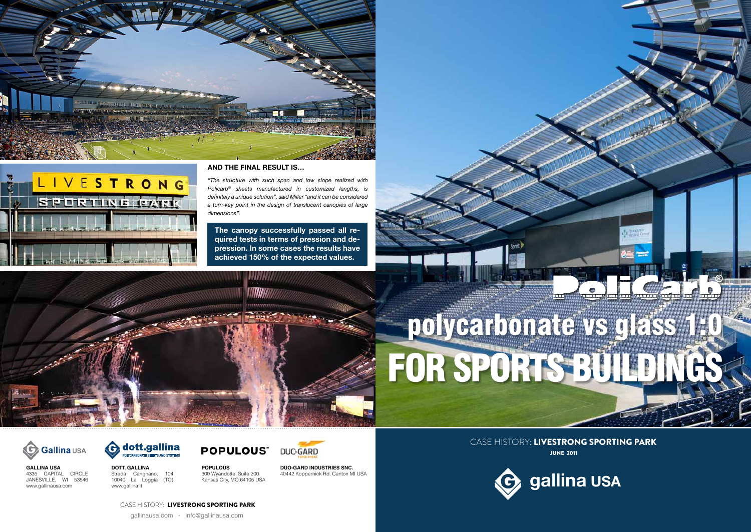### AND THE FINAL RESULT IS...

*"The structure with such span and low slope realized with Policarb® sheets manufactured in customized lengths, is definitely a unique solution", said Miller "and it can be considered a turn-key point in the design of translucent canopies of large dimensions".*

**The canopy successfully passed all required tests in terms of pression and depression. In some cases the results have achieved 150% of the expected values.**

# PoliCarb®

# polycarbonate vs glass 1:0 FOR SPORTS BUILDINGS

**GALLINA USA**
4335 CAPITAL CIRCLE
JANESVILLE, WI 53546
www.gallinausa.com

**DOTT. GALLINA**
Strada Carignano, 104
10040 La Loggia (TO)
www.gallina.it

**POPULOUS**
300 Wyandotte, Suite 200
Kansas City, MO 64105 USA

**DUO-GARD INDUSTRIES SNC.**
40442 Koppernick Rd. Canton MI USA

CASE HISTORY: **LIVESTRONG SPORTING PARK**

gallinausa.com - info@gallinausa.com

CASE HISTORY: **LIVESTRONG SPORTING PARK**

**JUNE 2011**

gallina USA